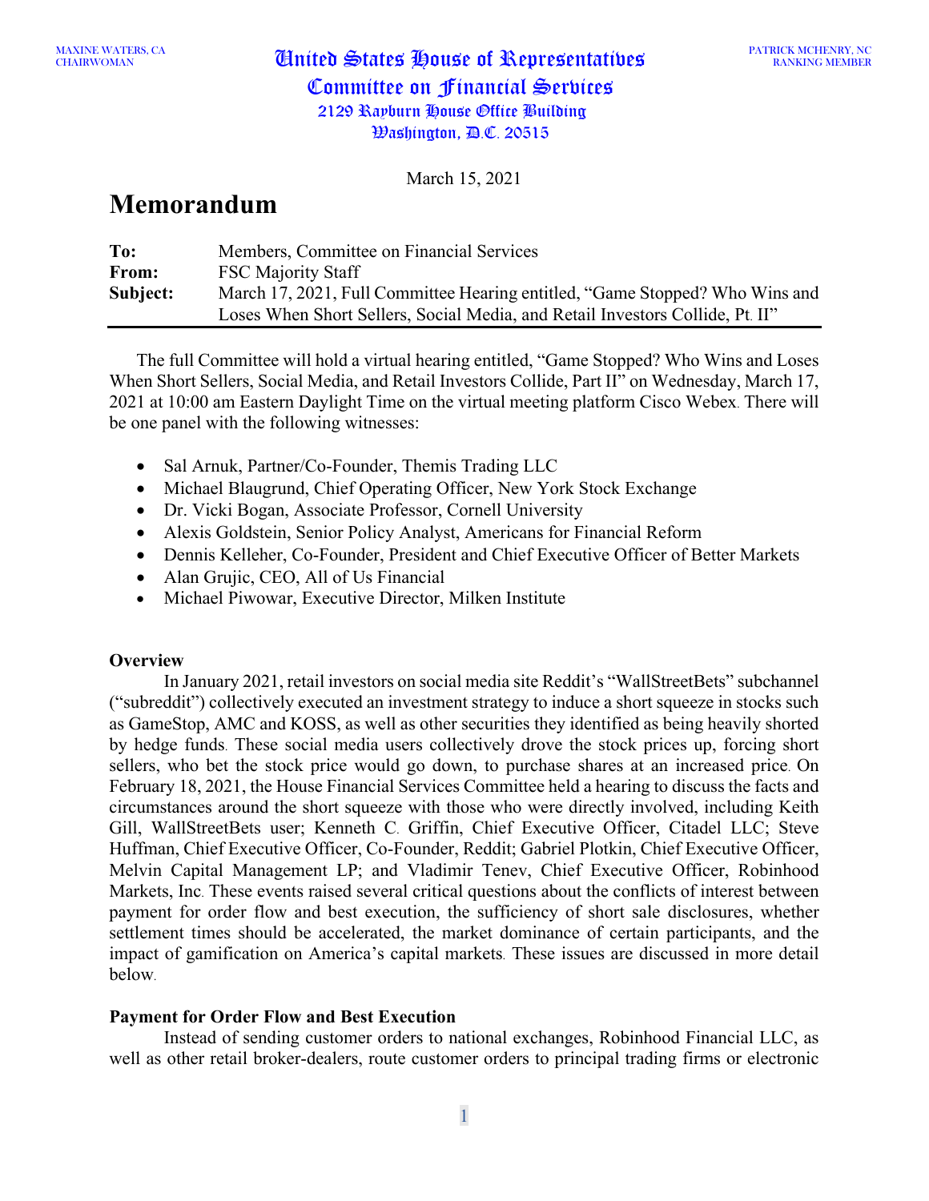MAXINE WATERS, CA
CHAIRWOMAN

# United States House of Representatives
## Committee on Financial Services
2129 Rayburn House Office Building
Washington, D.C. 20515

PATRICK MCHENRY, NC
RANKING MEMBER

March 15, 2021

# Memorandum

**To:** Members, Committee on Financial Services
**From:** FSC Majority Staff
**Subject:** March 17, 2021, Full Committee Hearing entitled, "Game Stopped? Who Wins and Loses When Short Sellers, Social Media, and Retail Investors Collide, Pt. II"

---

The full Committee will hold a virtual hearing entitled, "Game Stopped? Who Wins and Loses When Short Sellers, Social Media, and Retail Investors Collide, Part II" on Wednesday, March 17, 2021 at 10:00 am Eastern Daylight Time on the virtual meeting platform Cisco Webex. There will be one panel with the following witnesses:

- Sal Arnuk, Partner/Co-Founder, Themis Trading LLC
- Michael Blaugrund, Chief Operating Officer, New York Stock Exchange
- Dr. Vicki Bogan, Associate Professor, Cornell University
- Alexis Goldstein, Senior Policy Analyst, Americans for Financial Reform
- Dennis Kelleher, Co-Founder, President and Chief Executive Officer of Better Markets
- Alan Grujic, CEO, All of Us Financial
- Michael Piwowar, Executive Director, Milken Institute

**Overview**

In January 2021, retail investors on social media site Reddit's "WallStreetBets" subchannel ("subreddit") collectively executed an investment strategy to induce a short squeeze in stocks such as GameStop, AMC and KOSS, as well as other securities they identified as being heavily shorted by hedge funds. These social media users collectively drove the stock prices up, forcing short sellers, who bet the stock price would go down, to purchase shares at an increased price. On February 18, 2021, the House Financial Services Committee held a hearing to discuss the facts and circumstances around the short squeeze with those who were directly involved, including Keith Gill, WallStreetBets user; Kenneth C. Griffin, Chief Executive Officer, Citadel LLC; Steve Huffman, Chief Executive Officer, Co-Founder, Reddit; Gabriel Plotkin, Chief Executive Officer, Melvin Capital Management LP; and Vladimir Tenev, Chief Executive Officer, Robinhood Markets, Inc. These events raised several critical questions about the conflicts of interest between payment for order flow and best execution, the sufficiency of short sale disclosures, whether settlement times should be accelerated, the market dominance of certain participants, and the impact of gamification on America's capital markets. These issues are discussed in more detail below.

**Payment for Order Flow and Best Execution**

Instead of sending customer orders to national exchanges, Robinhood Financial LLC, as well as other retail broker-dealers, route customer orders to principal trading firms or electronic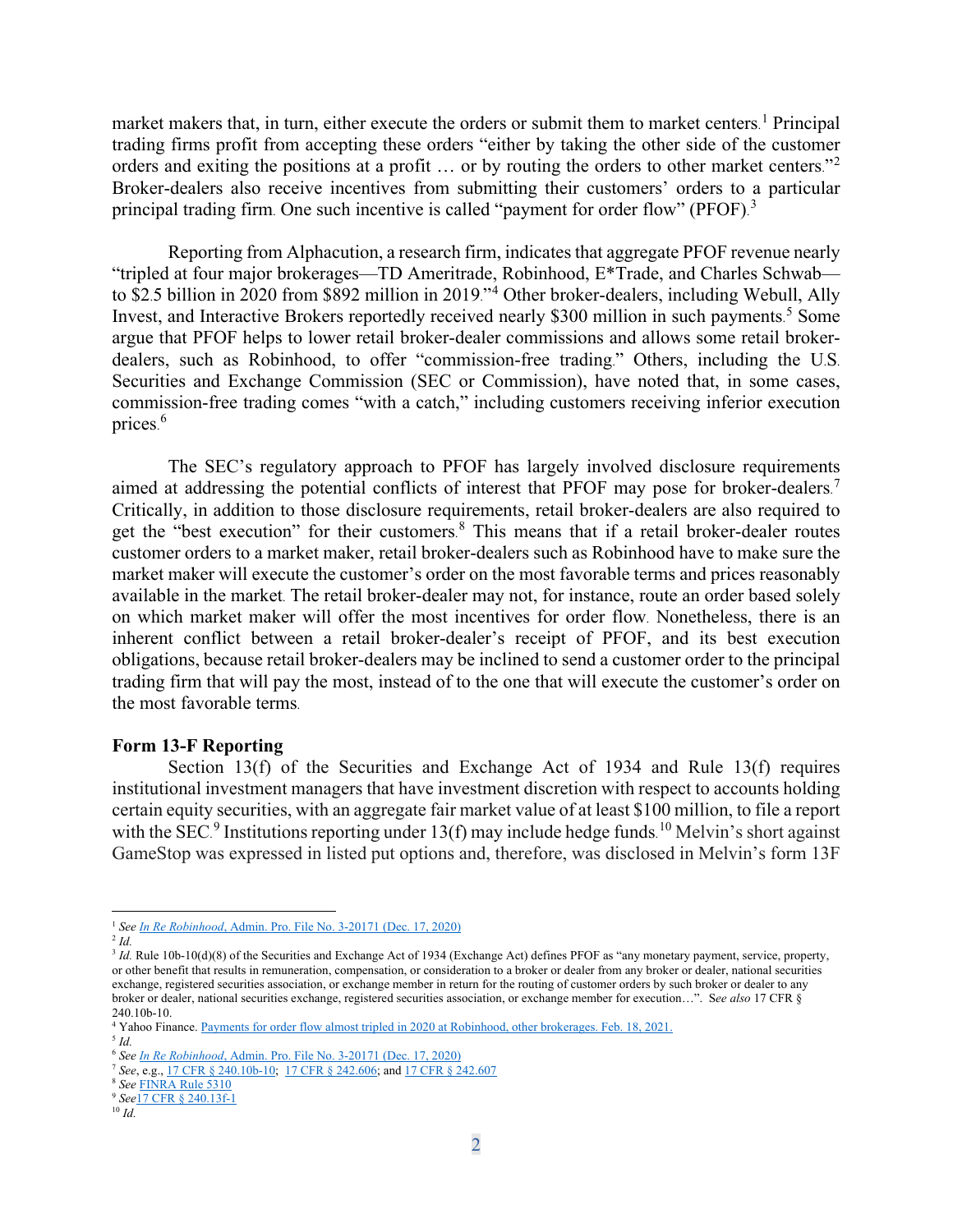market makers that, in turn, either execute the orders or submit them to market centers.[1] Principal trading firms profit from accepting these orders "either by taking the other side of the customer orders and exiting the positions at a profit … or by routing the orders to other market centers."[2] Broker-dealers also receive incentives from submitting their customers' orders to a particular principal trading firm. One such incentive is called "payment for order flow" (PFOF).[3]

Reporting from Alphacution, a research firm, indicates that aggregate PFOF revenue nearly "tripled at four major brokerages—TD Ameritrade, Robinhood, E*Trade, and Charles Schwab—to $2.5 billion in 2020 from $892 million in 2019."[4] Other broker-dealers, including Webull, Ally Invest, and Interactive Brokers reportedly received nearly $300 million in such payments.[5] Some argue that PFOF helps to lower retail broker-dealer commissions and allows some retail broker-dealers, such as Robinhood, to offer "commission-free trading." Others, including the U.S. Securities and Exchange Commission (SEC or Commission), have noted that, in some cases, commission-free trading comes "with a catch," including customers receiving inferior execution prices.[6]

The SEC's regulatory approach to PFOF has largely involved disclosure requirements aimed at addressing the potential conflicts of interest that PFOF may pose for broker-dealers.[7] Critically, in addition to those disclosure requirements, retail broker-dealers are also required to get the "best execution" for their customers.[8] This means that if a retail broker-dealer routes customer orders to a market maker, retail broker-dealers such as Robinhood have to make sure the market maker will execute the customer's order on the most favorable terms and prices reasonably available in the market. The retail broker-dealer may not, for instance, route an order based solely on which market maker will offer the most incentives for order flow. Nonetheless, there is an inherent conflict between a retail broker-dealer's receipt of PFOF, and its best execution obligations, because retail broker-dealers may be inclined to send a customer order to the principal trading firm that will pay the most, instead of to the one that will execute the customer's order on the most favorable terms.

**Form 13-F Reporting**

Section 13(f) of the Securities and Exchange Act of 1934 and Rule 13(f) requires institutional investment managers that have investment discretion with respect to accounts holding certain equity securities, with an aggregate fair market value of at least $100 million, to file a report with the SEC.[9] Institutions reporting under 13(f) may include hedge funds.[10] Melvin's short against GameStop was expressed in listed put options and, therefore, was disclosed in Melvin's form 13F

---

[1] *See In Re Robinhood*, Admin. Pro. File No. 3-20171 (Dec. 17, 2020)

[2] *Id.*

[3] *Id.* Rule 10b-10(d)(8) of the Securities and Exchange Act of 1934 (Exchange Act) defines PFOF as "any monetary payment, service, property, or other benefit that results in remuneration, compensation, or consideration to a broker or dealer from any broker or dealer, national securities exchange, registered securities association, or exchange member in return for the routing of customer orders by such broker or dealer to any broker or dealer, national securities exchange, registered securities association, or exchange member for execution…". S*ee also* 17 CFR § 240.10b-10.

[4] Yahoo Finance. Payments for order flow almost tripled in 2020 at Robinhood, other brokerages. Feb. 18, 2021.

[5] *Id.*

[6] *See In Re Robinhood*, Admin. Pro. File No. 3-20171 (Dec. 17, 2020)

[7] *See*, e.g., 17 CFR § 240.10b-10; 17 CFR § 242.606; and 17 CFR § 242.607

[8] *See* FINRA Rule 5310

[9] *See*17 CFR § 240.13f-1

[10] *Id.*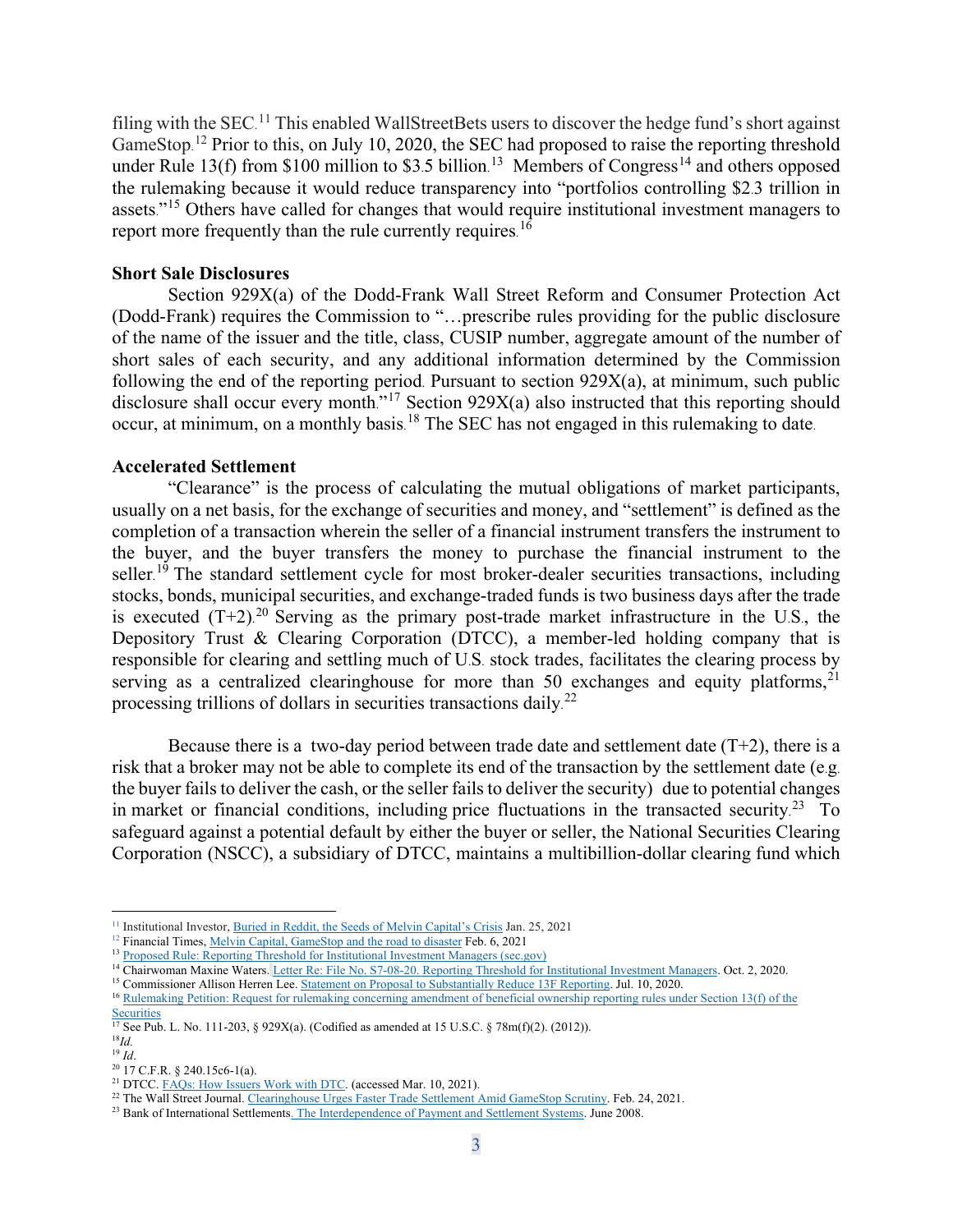filing with the SEC.[11] This enabled WallStreetBets users to discover the hedge fund's short against GameStop.[12] Prior to this, on July 10, 2020, the SEC had proposed to raise the reporting threshold under Rule 13(f) from \$100 million to \$3.5 billion.[13] Members of Congress[14] and others opposed the rulemaking because it would reduce transparency into "portfolios controlling \$2.3 trillion in assets."[15] Others have called for changes that would require institutional investment managers to report more frequently than the rule currently requires.[16]

**Short Sale Disclosures**

Section 929X(a) of the Dodd-Frank Wall Street Reform and Consumer Protection Act (Dodd-Frank) requires the Commission to "…prescribe rules providing for the public disclosure of the name of the issuer and the title, class, CUSIP number, aggregate amount of the number of short sales of each security, and any additional information determined by the Commission following the end of the reporting period. Pursuant to section 929X(a), at minimum, such public disclosure shall occur every month."[17] Section 929X(a) also instructed that this reporting should occur, at minimum, on a monthly basis.[18] The SEC has not engaged in this rulemaking to date.

**Accelerated Settlement**

"Clearance" is the process of calculating the mutual obligations of market participants, usually on a net basis, for the exchange of securities and money, and "settlement" is defined as the completion of a transaction wherein the seller of a financial instrument transfers the instrument to the buyer, and the buyer transfers the money to purchase the financial instrument to the seller.[19] The standard settlement cycle for most broker-dealer securities transactions, including stocks, bonds, municipal securities, and exchange-traded funds is two business days after the trade is executed (T+2).[20] Serving as the primary post-trade market infrastructure in the U.S., the Depository Trust & Clearing Corporation (DTCC), a member-led holding company that is responsible for clearing and settling much of U.S. stock trades, facilitates the clearing process by serving as a centralized clearinghouse for more than 50 exchanges and equity platforms,[21] processing trillions of dollars in securities transactions daily.[22]

Because there is a two-day period between trade date and settlement date (T+2), there is a risk that a broker may not be able to complete its end of the transaction by the settlement date (e.g. the buyer fails to deliver the cash, or the seller fails to deliver the security) due to potential changes in market or financial conditions, including price fluctuations in the transacted security.[23] To safeguard against a potential default by either the buyer or seller, the National Securities Clearing Corporation (NSCC), a subsidiary of DTCC, maintains a multibillion-dollar clearing fund which

---

[11] Institutional Investor, Buried in Reddit, the Seeds of Melvin Capital's Crisis Jan. 25, 2021

[12] Financial Times, Melvin Capital, GameStop and the road to disaster Feb. 6, 2021

[13] Proposed Rule: Reporting Threshold for Institutional Investment Managers (sec.gov)

[14] Chairwoman Maxine Waters. Letter Re: File No. S7-08-20. Reporting Threshold for Institutional Investment Managers. Oct. 2, 2020.

[15] Commissioner Allison Herren Lee. Statement on Proposal to Substantially Reduce 13F Reporting. Jul. 10, 2020.

[16] Rulemaking Petition: Request for rulemaking concerning amendment of beneficial ownership reporting rules under Section 13(f) of the Securities

[17] See Pub. L. No. 111-203, § 929X(a). (Codified as amended at 15 U.S.C. § 78m(f)(2). (2012)).

[18] *Id.*

[19] *Id*.

[20] 17 C.F.R. § 240.15c6-1(a).

[21] DTCC. FAQs: How Issuers Work with DTC. (accessed Mar. 10, 2021).

[22] The Wall Street Journal. Clearinghouse Urges Faster Trade Settlement Amid GameStop Scrutiny. Feb. 24, 2021.

[23] Bank of International Settlements. The Interdependence of Payment and Settlement Systems. June 2008.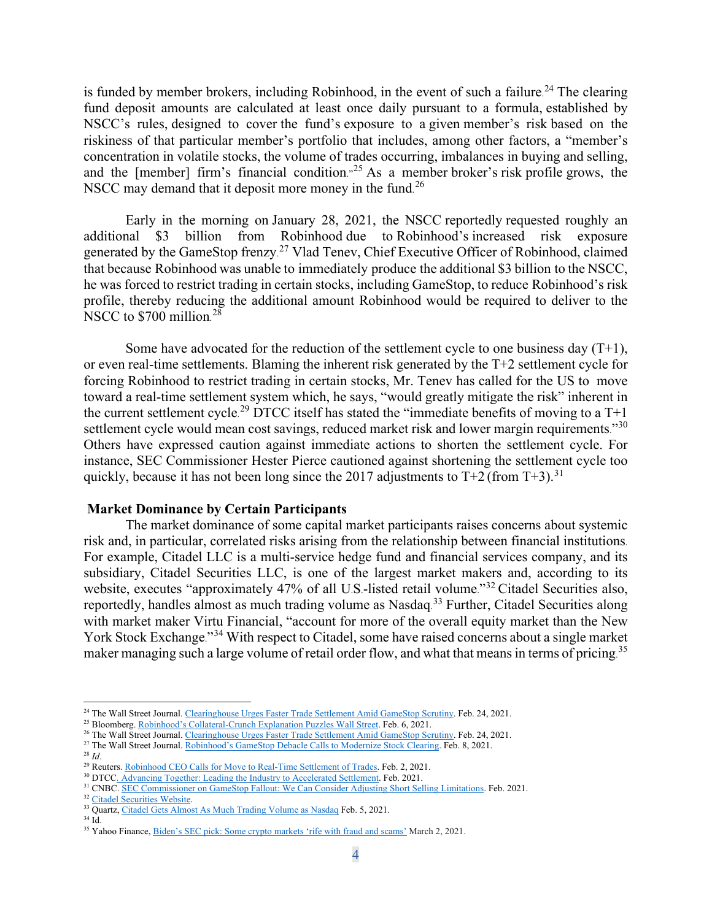is funded by member brokers, including Robinhood, in the event of such a failure.[24] The clearing fund deposit amounts are calculated at least once daily pursuant to a formula, established by NSCC's rules, designed to cover the fund's exposure to a given member's risk based on the riskiness of that particular member's portfolio that includes, among other factors, a "member's concentration in volatile stocks, the volume of trades occurring, imbalances in buying and selling, and the [member] firm's financial condition."[25] As a member broker's risk profile grows, the NSCC may demand that it deposit more money in the fund.[26]

Early in the morning on January 28, 2021, the NSCC reportedly requested roughly an additional $3 billion from Robinhood due to Robinhood's increased risk exposure generated by the GameStop frenzy.[27] Vlad Tenev, Chief Executive Officer of Robinhood, claimed that because Robinhood was unable to immediately produce the additional $3 billion to the NSCC, he was forced to restrict trading in certain stocks, including GameStop, to reduce Robinhood's risk profile, thereby reducing the additional amount Robinhood would be required to deliver to the NSCC to $700 million.[28]

Some have advocated for the reduction of the settlement cycle to one business day (T+1), or even real-time settlements. Blaming the inherent risk generated by the T+2 settlement cycle for forcing Robinhood to restrict trading in certain stocks, Mr. Tenev has called for the US to move toward a real-time settlement system which, he says, "would greatly mitigate the risk" inherent in the current settlement cycle.[29] DTCC itself has stated the "immediate benefits of moving to a T+1 settlement cycle would mean cost savings, reduced market risk and lower margin requirements."[30] Others have expressed caution against immediate actions to shorten the settlement cycle. For instance, SEC Commissioner Hester Pierce cautioned against shortening the settlement cycle too quickly, because it has not been long since the 2017 adjustments to T+2 (from T+3).[31]

**Market Dominance by Certain Participants**

The market dominance of some capital market participants raises concerns about systemic risk and, in particular, correlated risks arising from the relationship between financial institutions. For example, Citadel LLC is a multi-service hedge fund and financial services company, and its subsidiary, Citadel Securities LLC, is one of the largest market makers and, according to its website, executes "approximately 47% of all U.S.-listed retail volume."[32] Citadel Securities also, reportedly, handles almost as much trading volume as Nasdaq.[33] Further, Citadel Securities along with market maker Virtu Financial, "account for more of the overall equity market than the New York Stock Exchange."[34] With respect to Citadel, some have raised concerns about a single market maker managing such a large volume of retail order flow, and what that means in terms of pricing.[35]

---

[24] The Wall Street Journal. Clearinghouse Urges Faster Trade Settlement Amid GameStop Scrutiny. Feb. 24, 2021.
[25] Bloomberg. Robinhood's Collateral-Crunch Explanation Puzzles Wall Street. Feb. 6, 2021.
[26] The Wall Street Journal. Clearinghouse Urges Faster Trade Settlement Amid GameStop Scrutiny. Feb. 24, 2021.
[27] The Wall Street Journal. Robinhood's GameStop Debacle Calls to Modernize Stock Clearing. Feb. 8, 2021.
[28] *Id*.
[29] Reuters. Robinhood CEO Calls for Move to Real-Time Settlement of Trades. Feb. 2, 2021.
[30] DTCC. Advancing Together: Leading the Industry to Accelerated Settlement. Feb. 2021.
[31] CNBC. SEC Commissioner on GameStop Fallout: We Can Consider Adjusting Short Selling Limitations. Feb. 2021.
[32] Citadel Securities Website.
[33] Quartz, Citadel Gets Almost As Much Trading Volume as Nasdaq Feb. 5, 2021.
[34] Id.
[35] Yahoo Finance, Biden's SEC pick: Some crypto markets 'rife with fraud and scams' March 2, 2021.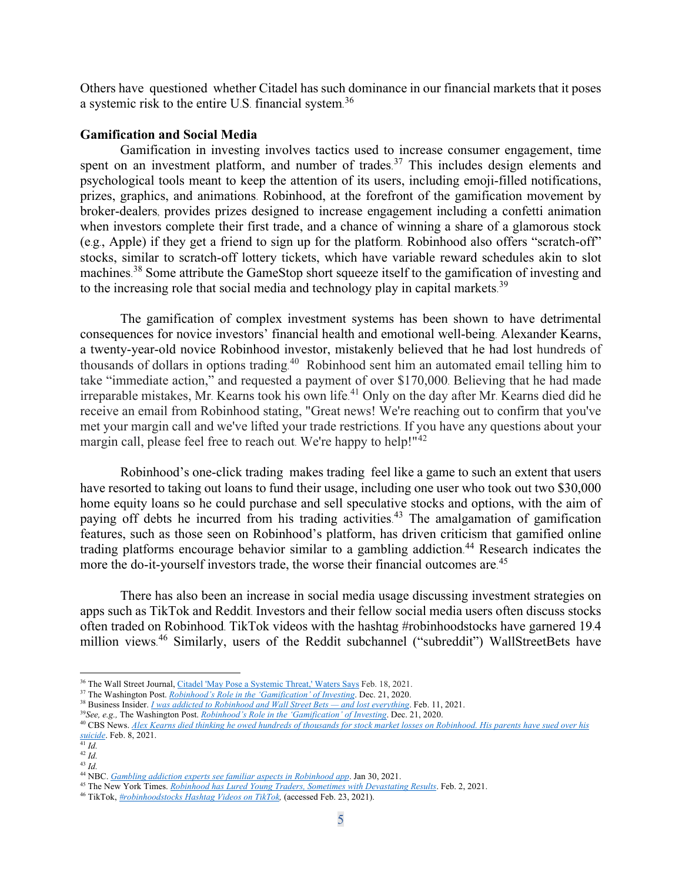Others have questioned whether Citadel has such dominance in our financial markets that it poses a systemic risk to the entire U.S. financial system.[36]

**Gamification and Social Media**

Gamification in investing involves tactics used to increase consumer engagement, time spent on an investment platform, and number of trades.[37] This includes design elements and psychological tools meant to keep the attention of its users, including emoji-filled notifications, prizes, graphics, and animations. Robinhood, at the forefront of the gamification movement by broker-dealers, provides prizes designed to increase engagement including a confetti animation when investors complete their first trade, and a chance of winning a share of a glamorous stock (e.g., Apple) if they get a friend to sign up for the platform. Robinhood also offers "scratch-off" stocks, similar to scratch-off lottery tickets, which have variable reward schedules akin to slot machines.[38] Some attribute the GameStop short squeeze itself to the gamification of investing and to the increasing role that social media and technology play in capital markets.[39]

The gamification of complex investment systems has been shown to have detrimental consequences for novice investors' financial health and emotional well-being. Alexander Kearns, a twenty-year-old novice Robinhood investor, mistakenly believed that he had lost hundreds of thousands of dollars in options trading.[40] Robinhood sent him an automated email telling him to take "immediate action," and requested a payment of over $170,000. Believing that he had made irreparable mistakes, Mr. Kearns took his own life.[41] Only on the day after Mr. Kearns died did he receive an email from Robinhood stating, "Great news! We're reaching out to confirm that you've met your margin call and we've lifted your trade restrictions. If you have any questions about your margin call, please feel free to reach out. We're happy to help!"[42]

Robinhood's one-click trading makes trading feel like a game to such an extent that users have resorted to taking out loans to fund their usage, including one user who took out two $30,000 home equity loans so he could purchase and sell speculative stocks and options, with the aim of paying off debts he incurred from his trading activities.[43] The amalgamation of gamification features, such as those seen on Robinhood's platform, has driven criticism that gamified online trading platforms encourage behavior similar to a gambling addiction.[44] Research indicates the more the do-it-yourself investors trade, the worse their financial outcomes are.[45]

There has also been an increase in social media usage discussing investment strategies on apps such as TikTok and Reddit. Investors and their fellow social media users often discuss stocks often traded on Robinhood. TikTok videos with the hashtag #robinhoodstocks have garnered 19.4 million views.[46] Similarly, users of the Reddit subchannel ("subreddit") WallStreetBets have

---

[36] The Wall Street Journal, Citadel 'May Pose a Systemic Threat,' Waters Says Feb. 18, 2021.

[37] The Washington Post. *Robinhood's Role in the 'Gamification' of Investing*. Dec. 21, 2020.

[38] Business Insider. *I was addicted to Robinhood and Wall Street Bets — and lost everything*. Feb. 11, 2021.

[39] *See, e.g.,* The Washington Post. *Robinhood's Role in the 'Gamification' of Investing*. Dec. 21, 2020.

[40] CBS News. *Alex Kearns died thinking he owed hundreds of thousands for stock market losses on Robinhood. His parents have sued over his suicide*. Feb. 8, 2021.

[41] *Id.*

[42] *Id.*

[43] *Id.*

[44] NBC. *Gambling addiction experts see familiar aspects in Robinhood app*. Jan 30, 2021.

[45] The New York Times. *Robinhood has Lured Young Traders, Sometimes with Devastating Results*. Feb. 2, 2021.

[46] TikTok, *#robinhoodstocks Hashtag Videos on TikTok,* (accessed Feb. 23, 2021).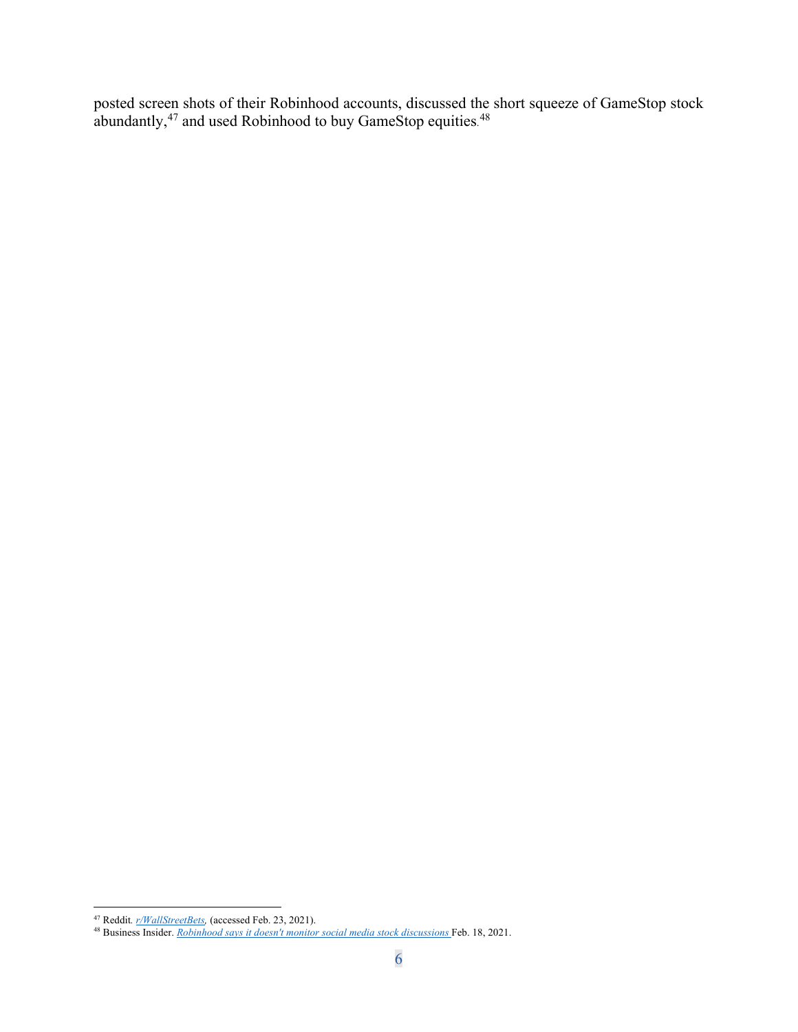posted screen shots of their Robinhood accounts, discussed the short squeeze of GameStop stock abundantly,[47] and used Robinhood to buy GameStop equities.[48]

---

[47] Reddit. *r/WallStreetBets,* (accessed Feb. 23, 2021).

[48] Business Insider. *Robinhood says it doesn't monitor social media stock discussions* Feb. 18, 2021.